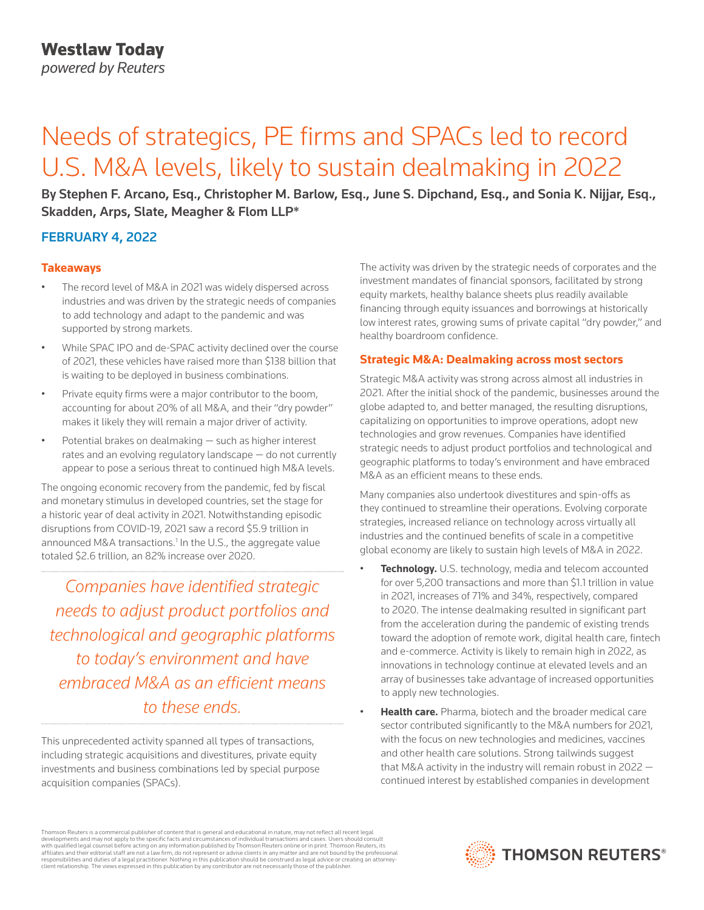Westlaw Today
*powered by Reuters*

# Needs of strategics, PE firms and SPACs led to record U.S. M&A levels, likely to sustain dealmaking in 2022

**By Stephen F. Arcano, Esq., Christopher M. Barlow, Esq., June S. Dipchand, Esq., and Sonia K. Nijjar, Esq., Skadden, Arps, Slate, Meagher & Flom LLP***

**FEBRUARY 4, 2022**

## Takeaways

- The record level of M&A in 2021 was widely dispersed across industries and was driven by the strategic needs of companies to add technology and adapt to the pandemic and was supported by strong markets.
- While SPAC IPO and de-SPAC activity declined over the course of 2021, these vehicles have raised more than $138 billion that is waiting to be deployed in business combinations.
- Private equity firms were a major contributor to the boom, accounting for about 20% of all M&A, and their "dry powder" makes it likely they will remain a major driver of activity.
- Potential brakes on dealmaking — such as higher interest rates and an evolving regulatory landscape — do not currently appear to pose a serious threat to continued high M&A levels.

The ongoing economic recovery from the pandemic, fed by fiscal and monetary stimulus in developed countries, set the stage for a historic year of deal activity in 2021. Notwithstanding episodic disruptions from COVID-19, 2021 saw a record $5.9 trillion in announced M&A transactions.[1] In the U.S., the aggregate value totaled $2.6 trillion, an 82% increase over 2020.

*Companies have identified strategic needs to adjust product portfolios and technological and geographic platforms to today's environment and have embraced M&A as an efficient means to these ends.*

This unprecedented activity spanned all types of transactions, including strategic acquisitions and divestitures, private equity investments and business combinations led by special purpose acquisition companies (SPACs).

The activity was driven by the strategic needs of corporates and the investment mandates of financial sponsors, facilitated by strong equity markets, healthy balance sheets plus readily available financing through equity issuances and borrowings at historically low interest rates, growing sums of private capital "dry powder," and healthy boardroom confidence.

## Strategic M&A: Dealmaking across most sectors

Strategic M&A activity was strong across almost all industries in 2021. After the initial shock of the pandemic, businesses around the globe adapted to, and better managed, the resulting disruptions, capitalizing on opportunities to improve operations, adopt new technologies and grow revenues. Companies have identified strategic needs to adjust product portfolios and technological and geographic platforms to today's environment and have embraced M&A as an efficient means to these ends.

Many companies also undertook divestitures and spin-offs as they continued to streamline their operations. Evolving corporate strategies, increased reliance on technology across virtually all industries and the continued benefits of scale in a competitive global economy are likely to sustain high levels of M&A in 2022.

- **Technology.** U.S. technology, media and telecom accounted for over 5,200 transactions and more than $1.1 trillion in value in 2021, increases of 71% and 34%, respectively, compared to 2020. The intense dealmaking resulted in significant part from the acceleration during the pandemic of existing trends toward the adoption of remote work, digital health care, fintech and e-commerce. Activity is likely to remain high in 2022, as innovations in technology continue at elevated levels and an array of businesses take advantage of increased opportunities to apply new technologies.
- **Health care.** Pharma, biotech and the broader medical care sector contributed significantly to the M&A numbers for 2021, with the focus on new technologies and medicines, vaccines and other health care solutions. Strong tailwinds suggest that M&A activity in the industry will remain robust in 2022 — continued interest by established companies in development

Thomson Reuters is a commercial publisher of content that is general and educational in nature, may not reflect all recent legal developments and may not apply to the specific facts and circumstances of individual transactions and cases. Users should consult with qualified legal counsel before acting on any information published by Thomson Reuters online or in print. Thomson Reuters, its affiliates and their editorial staff are not a law firm, do not represent or advise clients in any matter and are not bound by the professional responsibilities and duties of a legal practitioner. Nothing in this publication should be construed as legal advice or creating an attorney-client relationship. The views expressed in this publication by any contributor are not necessarily those of the publisher.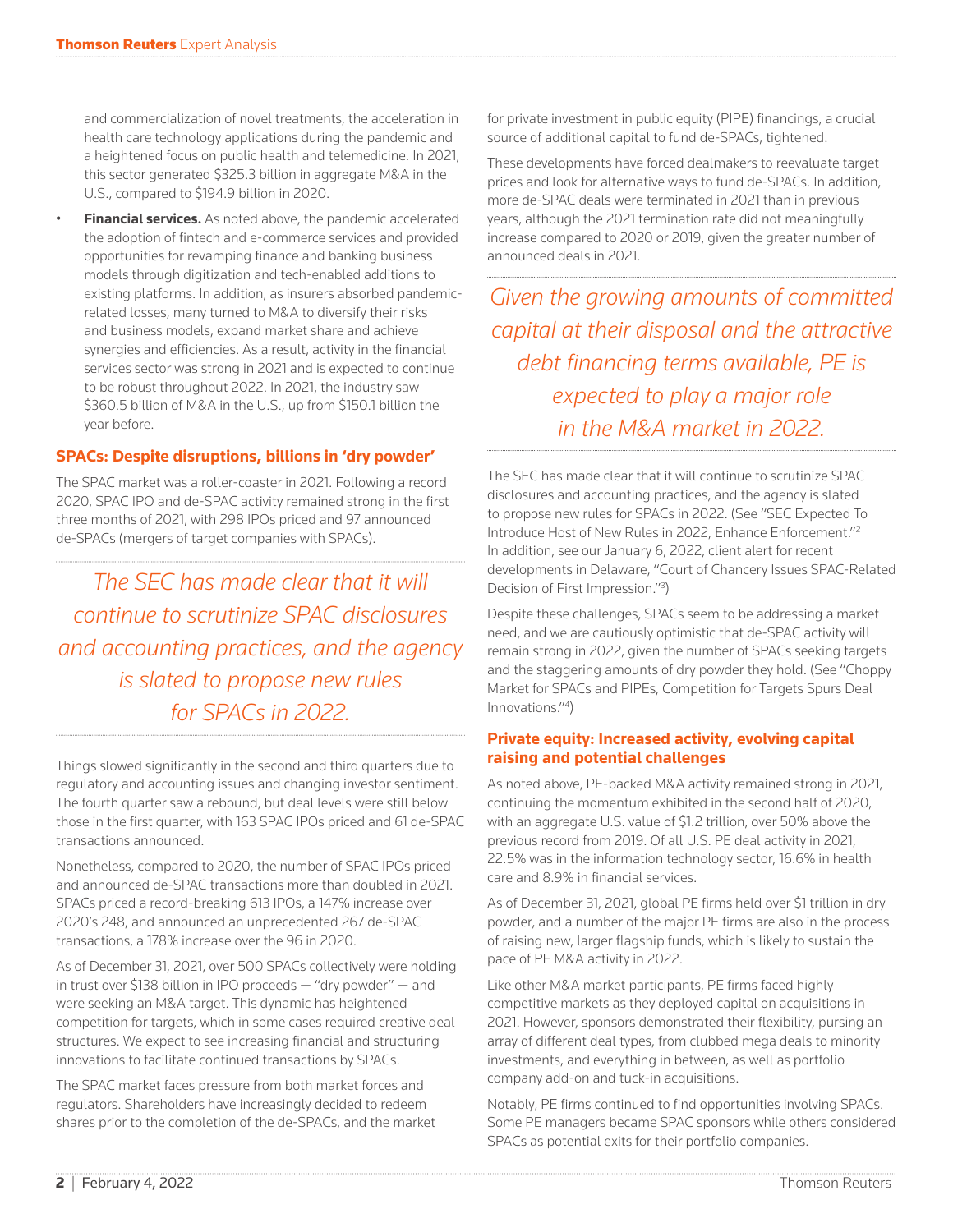and commercialization of novel treatments, the acceleration in health care technology applications during the pandemic and a heightened focus on public health and telemedicine. In 2021, this sector generated $325.3 billion in aggregate M&A in the U.S., compared to $194.9 billion in 2020.

- **Financial services.** As noted above, the pandemic accelerated the adoption of fintech and e-commerce services and provided opportunities for revamping finance and banking business models through digitization and tech-enabled additions to existing platforms. In addition, as insurers absorbed pandemic-related losses, many turned to M&A to diversify their risks and business models, expand market share and achieve synergies and efficiencies. As a result, activity in the financial services sector was strong in 2021 and is expected to continue to be robust throughout 2022. In 2021, the industry saw $360.5 billion of M&A in the U.S., up from $150.1 billion the year before.

## SPACs: Despite disruptions, billions in 'dry powder'

The SPAC market was a roller-coaster in 2021. Following a record 2020, SPAC IPO and de-SPAC activity remained strong in the first three months of 2021, with 298 IPOs priced and 97 announced de-SPACs (mergers of target companies with SPACs).

*The SEC has made clear that it will continue to scrutinize SPAC disclosures and accounting practices, and the agency is slated to propose new rules for SPACs in 2022.*

Things slowed significantly in the second and third quarters due to regulatory and accounting issues and changing investor sentiment. The fourth quarter saw a rebound, but deal levels were still below those in the first quarter, with 163 SPAC IPOs priced and 61 de-SPAC transactions announced.

Nonetheless, compared to 2020, the number of SPAC IPOs priced and announced de-SPAC transactions more than doubled in 2021. SPACs priced a record-breaking 613 IPOs, a 147% increase over 2020's 248, and announced an unprecedented 267 de-SPAC transactions, a 178% increase over the 96 in 2020.

As of December 31, 2021, over 500 SPACs collectively were holding in trust over $138 billion in IPO proceeds — "dry powder" — and were seeking an M&A target. This dynamic has heightened competition for targets, which in some cases required creative deal structures. We expect to see increasing financial and structuring innovations to facilitate continued transactions by SPACs.

The SPAC market faces pressure from both market forces and regulators. Shareholders have increasingly decided to redeem shares prior to the completion of the de-SPACs, and the market for private investment in public equity (PIPE) financings, a crucial source of additional capital to fund de-SPACs, tightened.

These developments have forced dealmakers to reevaluate target prices and look for alternative ways to fund de-SPACs. In addition, more de-SPAC deals were terminated in 2021 than in previous years, although the 2021 termination rate did not meaningfully increase compared to 2020 or 2019, given the greater number of announced deals in 2021.

*Given the growing amounts of committed capital at their disposal and the attractive debt financing terms available, PE is expected to play a major role in the M&A market in 2022.*

The SEC has made clear that it will continue to scrutinize SPAC disclosures and accounting practices, and the agency is slated to propose new rules for SPACs in 2022. (See "SEC Expected To Introduce Host of New Rules in 2022, Enhance Enforcement."[2] In addition, see our January 6, 2022, client alert for recent developments in Delaware, "Court of Chancery Issues SPAC-Related Decision of First Impression."[3])

Despite these challenges, SPACs seem to be addressing a market need, and we are cautiously optimistic that de-SPAC activity will remain strong in 2022, given the number of SPACs seeking targets and the staggering amounts of dry powder they hold. (See "Choppy Market for SPACs and PIPEs, Competition for Targets Spurs Deal Innovations."[4])

## Private equity: Increased activity, evolving capital raising and potential challenges

As noted above, PE-backed M&A activity remained strong in 2021, continuing the momentum exhibited in the second half of 2020, with an aggregate U.S. value of $1.2 trillion, over 50% above the previous record from 2019. Of all U.S. PE deal activity in 2021, 22.5% was in the information technology sector, 16.6% in health care and 8.9% in financial services.

As of December 31, 2021, global PE firms held over $1 trillion in dry powder, and a number of the major PE firms are also in the process of raising new, larger flagship funds, which is likely to sustain the pace of PE M&A activity in 2022.

Like other M&A market participants, PE firms faced highly competitive markets as they deployed capital on acquisitions in 2021. However, sponsors demonstrated their flexibility, pursing an array of different deal types, from clubbed mega deals to minority investments, and everything in between, as well as portfolio company add-on and tuck-in acquisitions.

Notably, PE firms continued to find opportunities involving SPACs. Some PE managers became SPAC sponsors while others considered SPACs as potential exits for their portfolio companies.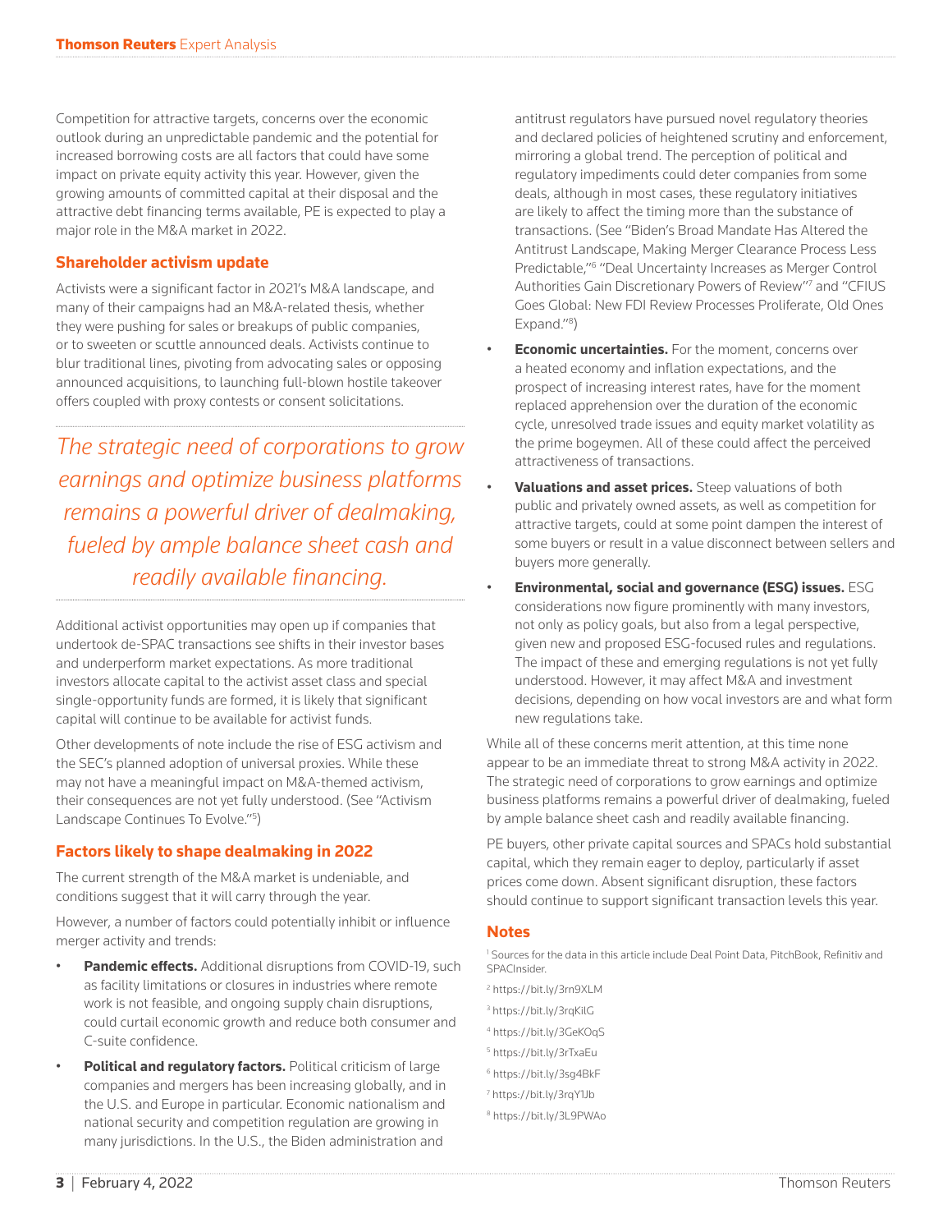Competition for attractive targets, concerns over the economic outlook during an unpredictable pandemic and the potential for increased borrowing costs are all factors that could have some impact on private equity activity this year. However, given the growing amounts of committed capital at their disposal and the attractive debt financing terms available, PE is expected to play a major role in the M&A market in 2022.

## Shareholder activism update

Activists were a significant factor in 2021's M&A landscape, and many of their campaigns had an M&A-related thesis, whether they were pushing for sales or breakups of public companies, or to sweeten or scuttle announced deals. Activists continue to blur traditional lines, pivoting from advocating sales or opposing announced acquisitions, to launching full-blown hostile takeover offers coupled with proxy contests or consent solicitations.

*The strategic need of corporations to grow earnings and optimize business platforms remains a powerful driver of dealmaking, fueled by ample balance sheet cash and readily available financing.*

Additional activist opportunities may open up if companies that undertook de-SPAC transactions see shifts in their investor bases and underperform market expectations. As more traditional investors allocate capital to the activist asset class and special single-opportunity funds are formed, it is likely that significant capital will continue to be available for activist funds.

Other developments of note include the rise of ESG activism and the SEC's planned adoption of universal proxies. While these may not have a meaningful impact on M&A-themed activism, their consequences are not yet fully understood. (See "Activism Landscape Continues To Evolve."[5])

## Factors likely to shape dealmaking in 2022

The current strength of the M&A market is undeniable, and conditions suggest that it will carry through the year.

However, a number of factors could potentially inhibit or influence merger activity and trends:

- **Pandemic effects.** Additional disruptions from COVID-19, such as facility limitations or closures in industries where remote work is not feasible, and ongoing supply chain disruptions, could curtail economic growth and reduce both consumer and C-suite confidence.
- **Political and regulatory factors.** Political criticism of large companies and mergers has been increasing globally, and in the U.S. and Europe in particular. Economic nationalism and national security and competition regulation are growing in many jurisdictions. In the U.S., the Biden administration and antitrust regulators have pursued novel regulatory theories and declared policies of heightened scrutiny and enforcement, mirroring a global trend. The perception of political and regulatory impediments could deter companies from some deals, although in most cases, these regulatory initiatives are likely to affect the timing more than the substance of transactions. (See "Biden's Broad Mandate Has Altered the Antitrust Landscape, Making Merger Clearance Process Less Predictable,"[6] "Deal Uncertainty Increases as Merger Control Authorities Gain Discretionary Powers of Review"[7] and "CFIUS Goes Global: New FDI Review Processes Proliferate, Old Ones Expand."[8])
- **Economic uncertainties.** For the moment, concerns over a heated economy and inflation expectations, and the prospect of increasing interest rates, have for the moment replaced apprehension over the duration of the economic cycle, unresolved trade issues and equity market volatility as the prime bogeymen. All of these could affect the perceived attractiveness of transactions.
- **Valuations and asset prices.** Steep valuations of both public and privately owned assets, as well as competition for attractive targets, could at some point dampen the interest of some buyers or result in a value disconnect between sellers and buyers more generally.
- **Environmental, social and governance (ESG) issues.** ESG considerations now figure prominently with many investors, not only as policy goals, but also from a legal perspective, given new and proposed ESG-focused rules and regulations. The impact of these and emerging regulations is not yet fully understood. However, it may affect M&A and investment decisions, depending on how vocal investors are and what form new regulations take.

While all of these concerns merit attention, at this time none appear to be an immediate threat to strong M&A activity in 2022. The strategic need of corporations to grow earnings and optimize business platforms remains a powerful driver of dealmaking, fueled by ample balance sheet cash and readily available financing.

PE buyers, other private capital sources and SPACs hold substantial capital, which they remain eager to deploy, particularly if asset prices come down. Absent significant disruption, these factors should continue to support significant transaction levels this year.

## Notes

[1] Sources for the data in this article include Deal Point Data, PitchBook, Refinitiv and SPACInsider.

[2] https://bit.ly/3rn9XLM

[3] https://bit.ly/3rqKilG

[4] https://bit.ly/3GeKOqS

[5] https://bit.ly/3rTxaEu

[6] https://bit.ly/3sg4BkF

[7] https://bit.ly/3rqY1Jb

[8] https://bit.ly/3L9PWAo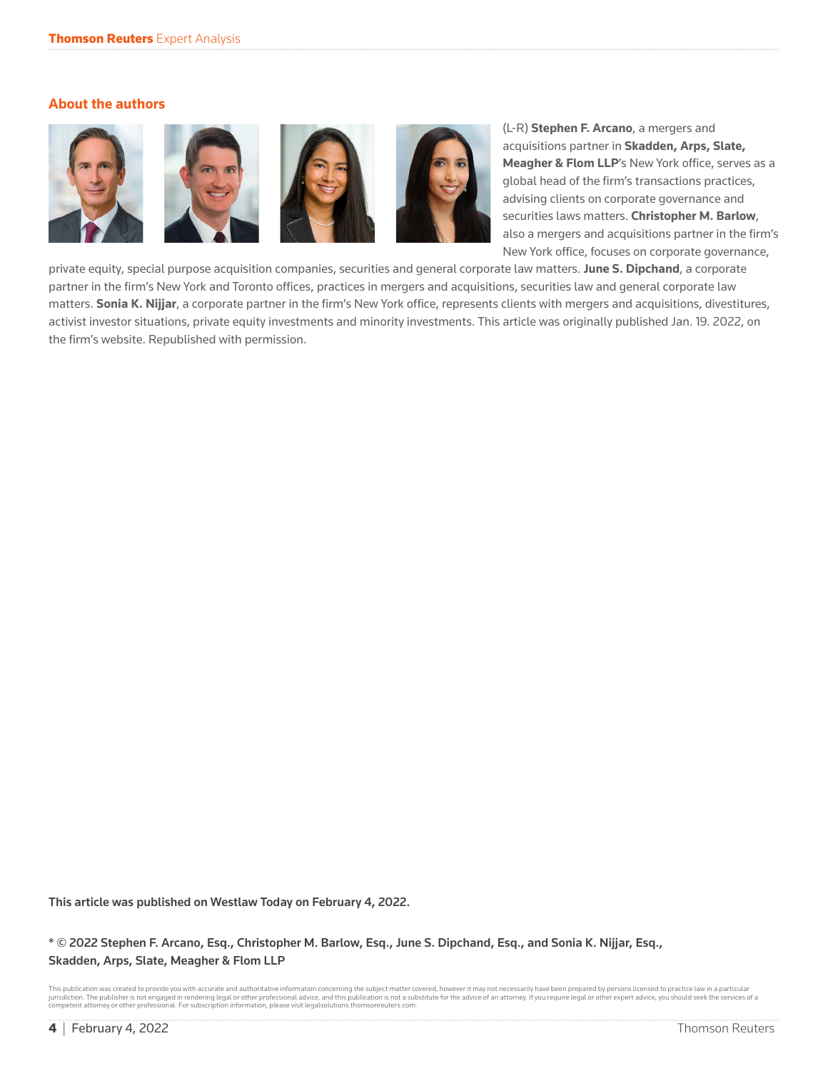## About the authors

(L-R) **Stephen F. Arcano**, a mergers and acquisitions partner in **Skadden, Arps, Slate, Meagher & Flom LLP**'s New York office, serves as a global head of the firm's transactions practices, advising clients on corporate governance and securities laws matters. **Christopher M. Barlow**, also a mergers and acquisitions partner in the firm's New York office, focuses on corporate governance, private equity, special purpose acquisition companies, securities and general corporate law matters. **June S. Dipchand**, a corporate partner in the firm's New York and Toronto offices, practices in mergers and acquisitions, securities law and general corporate law matters. **Sonia K. Nijjar**, a corporate partner in the firm's New York office, represents clients with mergers and acquisitions, divestitures, activist investor situations, private equity investments and minority investments. This article was originally published Jan. 19. 2022, on the firm's website. Republished with permission.

**This article was published on Westlaw Today on February 4, 2022.**

**\* © 2022 Stephen F. Arcano, Esq., Christopher M. Barlow, Esq., June S. Dipchand, Esq., and Sonia K. Nijjar, Esq., Skadden, Arps, Slate, Meagher & Flom LLP**

This publication was created to provide you with accurate and authoritative information concerning the subject matter covered, however it may not necessarily have been prepared by persons licensed to practice law in a particular jurisdiction. The publisher is not engaged in rendering legal or other professional advice, and this publication is not a substitute for the advice of an attorney. If you require legal or other expert advice, you should seek the services of a competent attorney or other professional. For subscription information, please visit legalsolutions.thomsonreuters.com.